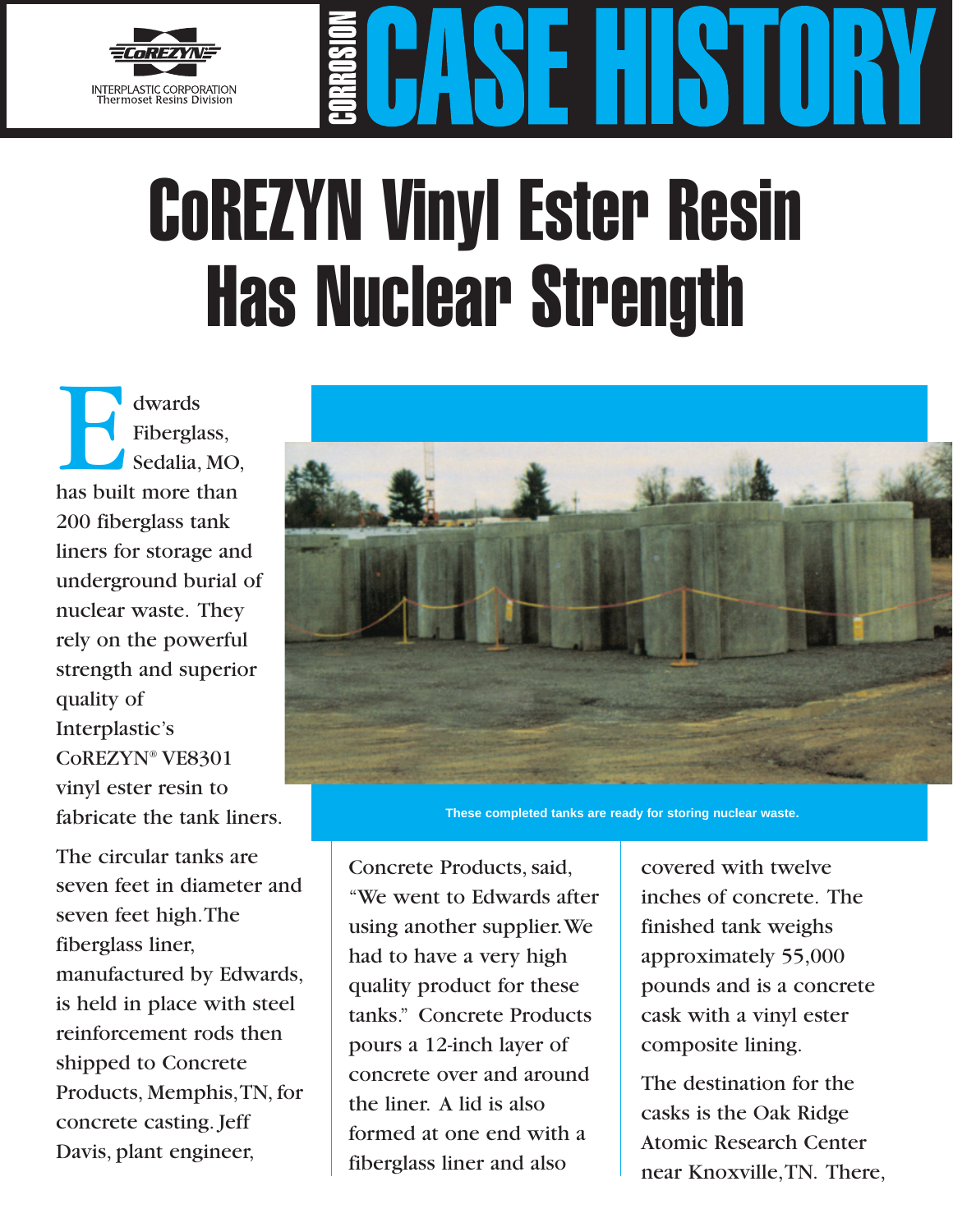CoREZYN

INTERPLASTIC CORPORATION
Thermoset Resins Division

CORROSION **CASE HISTORY**

# CoREZYN Vinyl Ester Resin Has Nuclear Strength

Edwards Fiberglass, Sedalia, MO, has built more than 200 fiberglass tank liners for storage and underground burial of nuclear waste. They rely on the powerful strength and superior quality of Interplastic's CoREZYN® VE8301 vinyl ester resin to fabricate the tank liners.

These completed tanks are ready for storing nuclear waste.

The circular tanks are seven feet in diameter and seven feet high. The fiberglass liner, manufactured by Edwards, is held in place with steel reinforcement rods then shipped to Concrete Products, Memphis, TN, for concrete casting. Jeff Davis, plant engineer, Concrete Products, said, "We went to Edwards after using another supplier. We had to have a very high quality product for these tanks." Concrete Products pours a 12-inch layer of concrete over and around the liner. A lid is also formed at one end with a fiberglass liner and also covered with twelve inches of concrete. The finished tank weighs approximately 55,000 pounds and is a concrete cask with a vinyl ester composite lining.

The destination for the casks is the Oak Ridge Atomic Research Center near Knoxville, TN. There,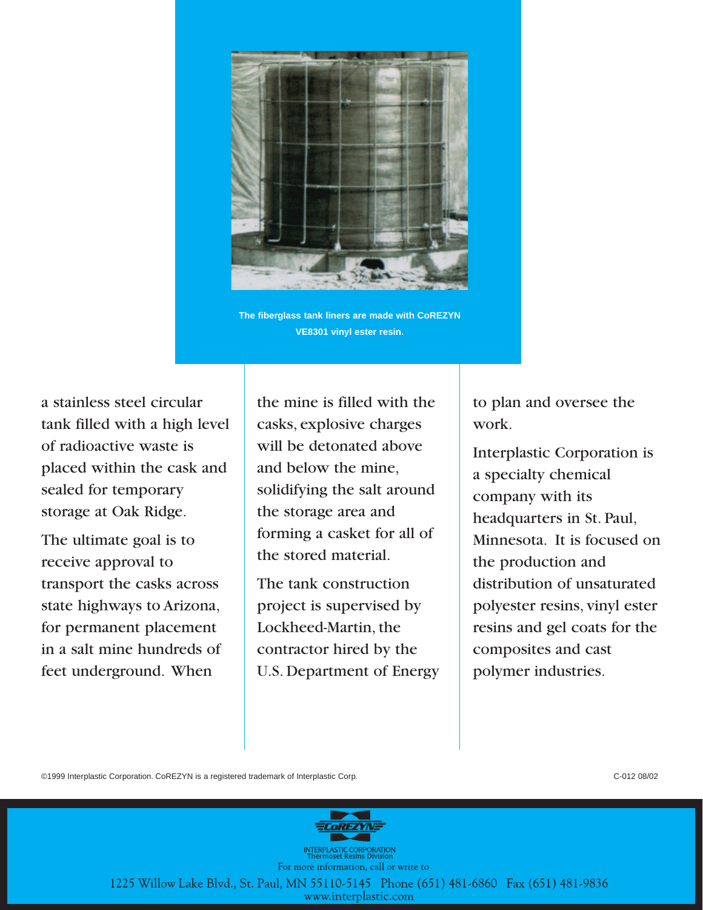The fiberglass tank liners are made with CoREZYN VE8301 vinyl ester resin.

a stainless steel circular tank filled with a high level of radioactive waste is placed within the cask and sealed for temporary storage at Oak Ridge.

The ultimate goal is to receive approval to transport the casks across state highways to Arizona, for permanent placement in a salt mine hundreds of feet underground. When the mine is filled with the casks, explosive charges will be detonated above and below the mine, solidifying the salt around the storage area and forming a casket for all of the stored material.

The tank construction project is supervised by Lockheed-Martin, the contractor hired by the U.S. Department of Energy to plan and oversee the work.

Interplastic Corporation is a specialty chemical company with its headquarters in St. Paul, Minnesota. It is focused on the production and distribution of unsaturated polyester resins, vinyl ester resins and gel coats for the composites and cast polymer industries.

©1999 Interplastic Corporation. CoREZYN is a registered trademark of Interplastic Corp.

C-012 08/02

CoREZYN

INTERPLASTIC CORPORATION
Thermoset Resins Division

For more information, call or write to

1225 Willow Lake Blvd., St. Paul, MN 55110-5145 Phone (651) 481-6860 Fax (651) 481-9836
www.interplastic.com